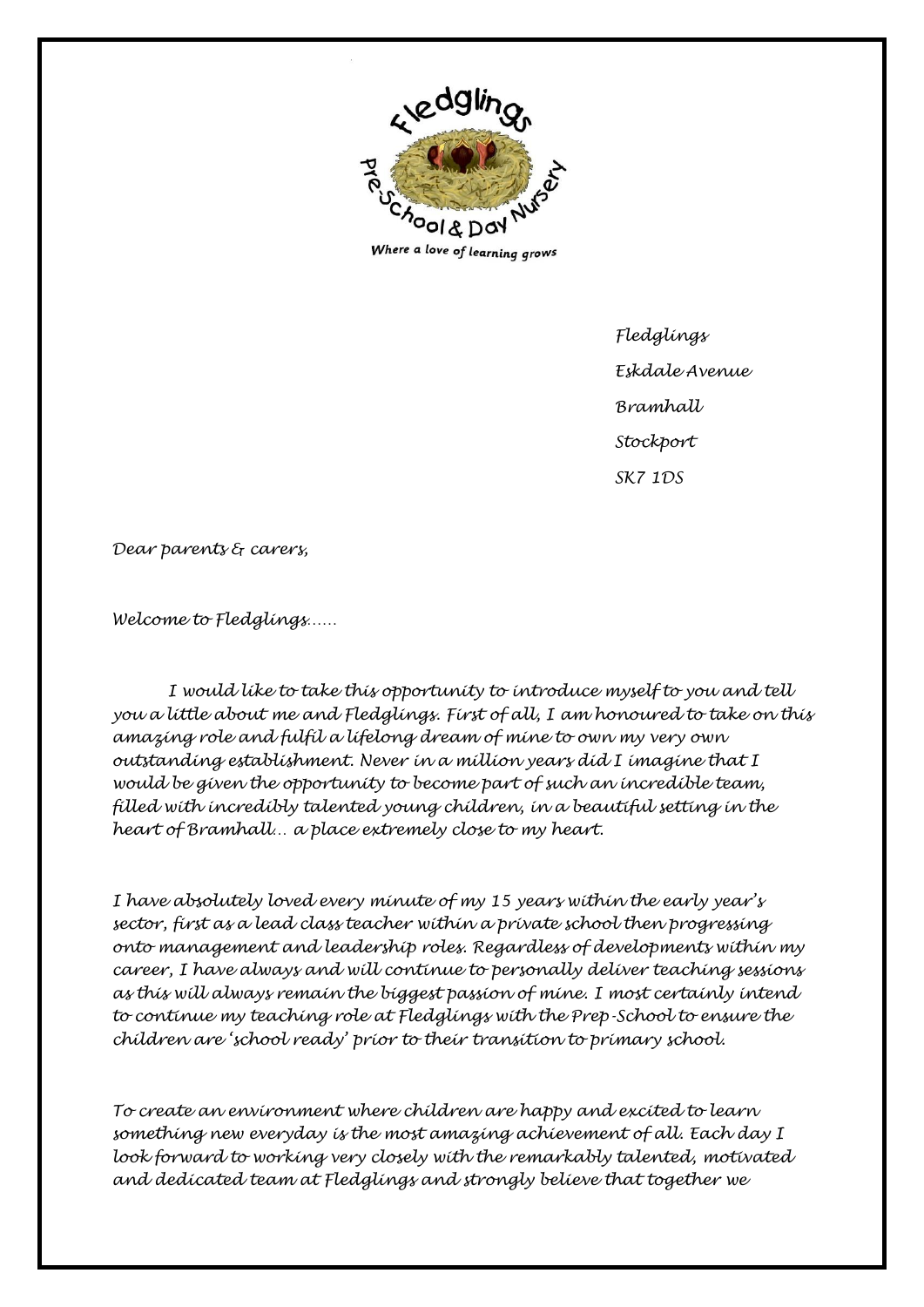Fledglings

Pre-School & Day Nursery

Where a love of learning grows

Fledglings
Eskdale Avenue
Bramhall
Stockport
SK7 1DS

*Dear parents & carers,*

*Welcome to Fledglings……*

*I would like to take this opportunity to introduce myself to you and tell you a little about me and Fledglings. First of all, I am honoured to take on this amazing role and fulfil a lifelong dream of mine to own my very own outstanding establishment. Never in a million years did I imagine that I would be given the opportunity to become part of such an incredible team, filled with incredibly talented young children, in a beautiful setting in the heart of Bramhall… a place extremely close to my heart.*

*I have absolutely loved every minute of my 15 years within the early year's sector, first as a lead class teacher within a private school then progressing onto management and leadership roles. Regardless of developments within my career, I have always and will continue to personally deliver teaching sessions as this will always remain the biggest passion of mine. I most certainly intend to continue my teaching role at Fledglings with the Prep-School to ensure the children are 'school ready' prior to their transition to primary school.*

*To create an environment where children are happy and excited to learn something new everyday is the most amazing achievement of all. Each day I look forward to working very closely with the remarkably talented, motivated and dedicated team at Fledglings and strongly believe that together we*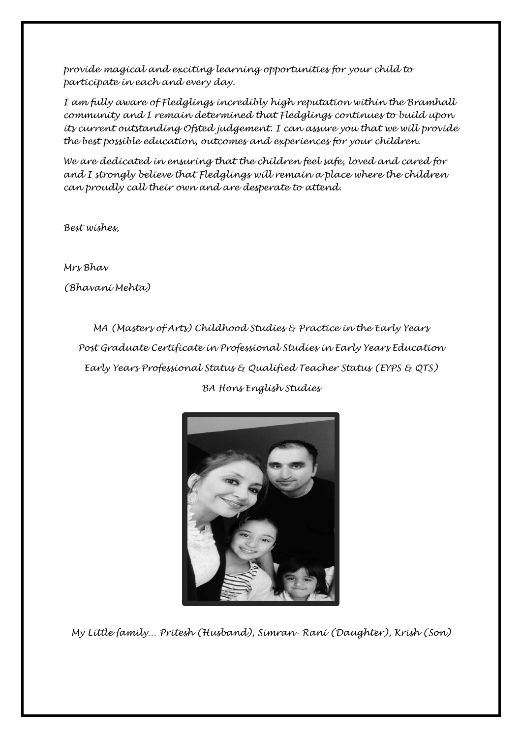*provide magical and exciting learning opportunities for your child to participate in each and every day.*

*I am fully aware of Fledglings incredibly high reputation within the Bramhall community and I remain determined that Fledglings continues to build upon its current outstanding Ofsted judgement. I can assure you that we will provide the best possible education, outcomes and experiences for your children.*

*We are dedicated in ensuring that the children feel safe, loved and cared for and I strongly believe that Fledglings will remain a place where the children can proudly call their own and are desperate to attend.*

*Best wishes,*

*Mrs Bhav*

*(Bhavani Mehta)*

*MA (Masters of Arts) Childhood Studies & Practice in the Early Years*

*Post Graduate Certificate in Professional Studies in Early Years Education*

*Early Years Professional Status & Qualified Teacher Status (EYPS & QTS)*

*BA Hons English Studies*

*My Little family… Pritesh (Husband), Simran- Rani (Daughter), Krish (Son)*